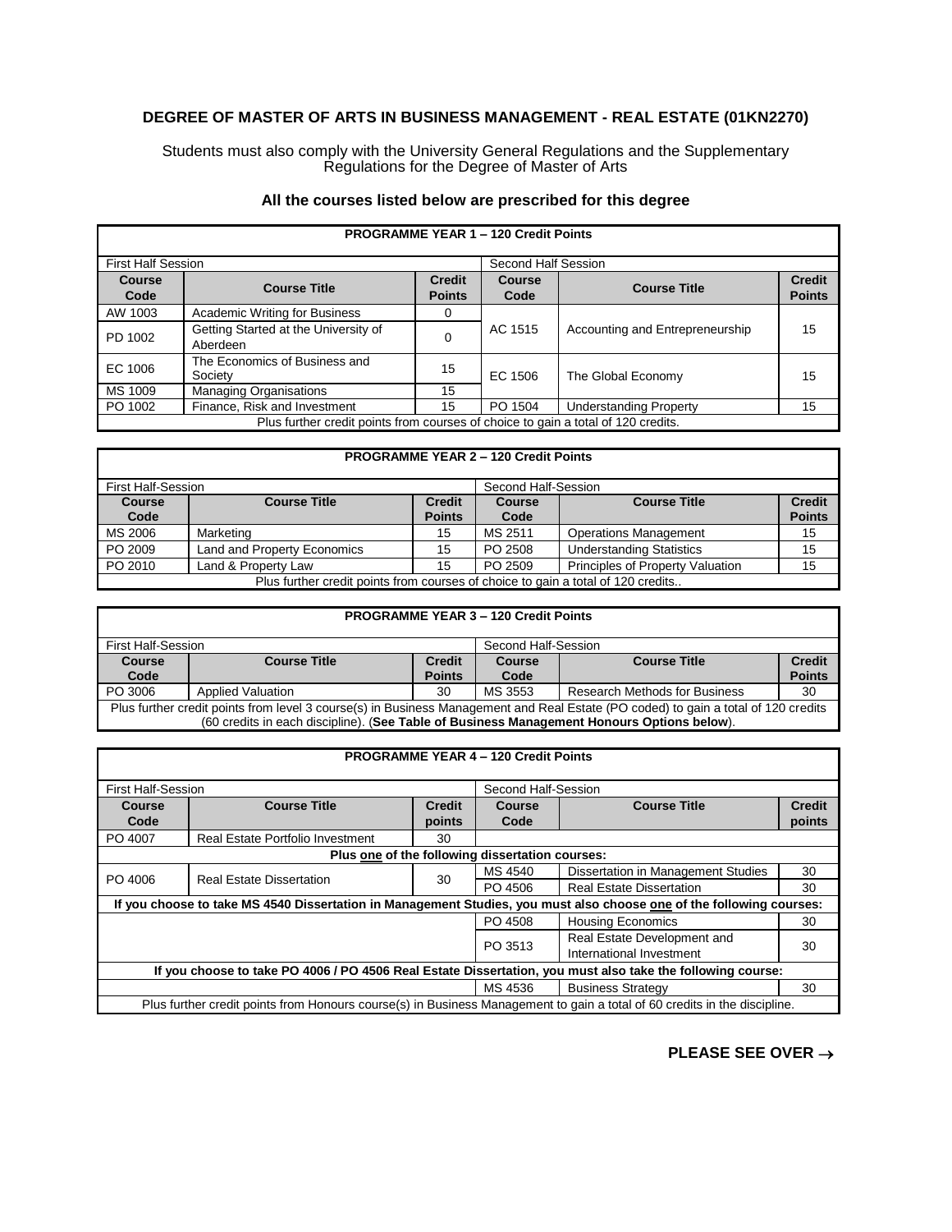# DEGREE OF MASTER OF ARTS IN BUSINESS MANAGEMENT - REAL ESTATE (01KN2270)

Students must also comply with the University General Regulations and the Supplementary Regulations for the Degree of Master of Arts

**All the courses listed below are prescribed for this degree**

| **PROGRAMME YEAR 1 – 120 Credit Points** | | | | | |
|---|---|---|---|---|---|
| First Half Session | | | Second Half Session | | |
| **Course Code** | **Course Title** | **Credit Points** | **Course Code** | **Course Title** | **Credit Points** |
| AW 1003 | Academic Writing for Business | 0 | AC 1515 | Accounting and Entrepreneurship | 15 |
| PD 1002 | Getting Started at the University of Aberdeen | 0 | | | |
| EC 1006 | The Economics of Business and Society | 15 | EC 1506 | The Global Economy | 15 |
| MS 1009 | Managing Organisations | 15 | | | |
| PO 1002 | Finance, Risk and Investment | 15 | PO 1504 | Understanding Property | 15 |
| Plus further credit points from courses of choice to gain a total of 120 credits. | | | | | |

| **PROGRAMME YEAR 2 – 120 Credit Points** | | | | | |
|---|---|---|---|---|---|
| First Half-Session | | | Second Half-Session | | |
| **Course Code** | **Course Title** | **Credit Points** | **Course Code** | **Course Title** | **Credit Points** |
| MS 2006 | Marketing | 15 | MS 2511 | Operations Management | 15 |
| PO 2009 | Land and Property Economics | 15 | PO 2508 | Understanding Statistics | 15 |
| PO 2010 | Land & Property Law | 15 | PO 2509 | Principles of Property Valuation | 15 |
| Plus further credit points from courses of choice to gain a total of 120 credits.. | | | | | |

| **PROGRAMME YEAR 3 – 120 Credit Points** | | | | | |
|---|---|---|---|---|---|
| First Half-Session | | | Second Half-Session | | |
| **Course Code** | **Course Title** | **Credit Points** | **Course Code** | **Course Title** | **Credit Points** |
| PO 3006 | Applied Valuation | 30 | MS 3553 | Research Methods for Business | 30 |
| Plus further credit points from level 3 course(s) in Business Management and Real Estate (PO coded) to gain a total of 120 credits (60 credits in each discipline). (**See Table of Business Management Honours Options below**). | | | | | |

| **PROGRAMME YEAR 4 – 120 Credit Points** | | | | | |
|---|---|---|---|---|---|
| First Half-Session | | | Second Half-Session | | |
| **Course Code** | **Course Title** | **Credit points** | **Course Code** | **Course Title** | **Credit points** |
| PO 4007 | Real Estate Portfolio Investment | 30 | | | |
| **Plus one of the following dissertation courses:** | | | | | |
| PO 4006 | Real Estate Dissertation | 30 | MS 4540 | Dissertation in Management Studies | 30 |
| | | | PO 4506 | Real Estate Dissertation | 30 |
| **If you choose to take MS 4540 Dissertation in Management Studies, you must also choose one of the following courses:** | | | | | |
| | | | PO 4508 | Housing Economics | 30 |
| | | | PO 3513 | Real Estate Development and International Investment | 30 |
| **If you choose to take PO 4006 / PO 4506 Real Estate Dissertation, you must also take the following course:** | | | | | |
| | | | MS 4536 | Business Strategy | 30 |
| Plus further credit points from Honours course(s) in Business Management to gain a total of 60 credits in the discipline. | | | | | |

**PLEASE SEE OVER →**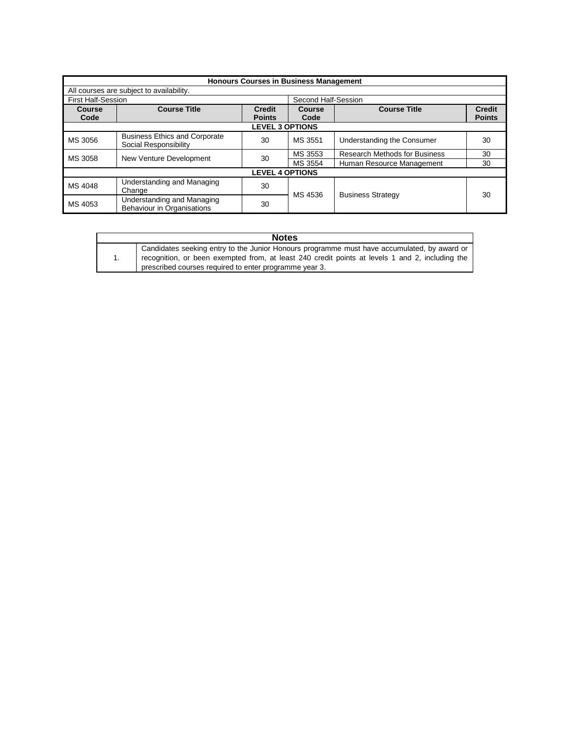| Honours Courses in Business Management | | | | | |
|---|---|---|---|---|---|
| All courses are subject to availability. | | | | | |
| First Half-Session | | | Second Half-Session | | |
| **Course Code** | **Course Title** | **Credit Points** | **Course Code** | **Course Title** | **Credit Points** |
| **LEVEL 3 OPTIONS** | | | | | |
| MS 3056 | Business Ethics and Corporate Social Responsibility | 30 | MS 3551 | Understanding the Consumer | 30 |
| MS 3058 | New Venture Development | 30 | MS 3553 | Research Methods for Business | 30 |
| | | | MS 3554 | Human Resource Management | 30 |
| **LEVEL 4 OPTIONS** | | | | | |
| MS 4048 | Understanding and Managing Change | 30 | MS 4536 | Business Strategy | 30 |
| MS 4053 | Understanding and Managing Behaviour in Organisations | 30 | | | |

| Notes | |
|---|---|
| 1. | Candidates seeking entry to the Junior Honours programme must have accumulated, by award or recognition, or been exempted from, at least 240 credit points at levels 1 and 2, including the prescribed courses required to enter programme year 3. |